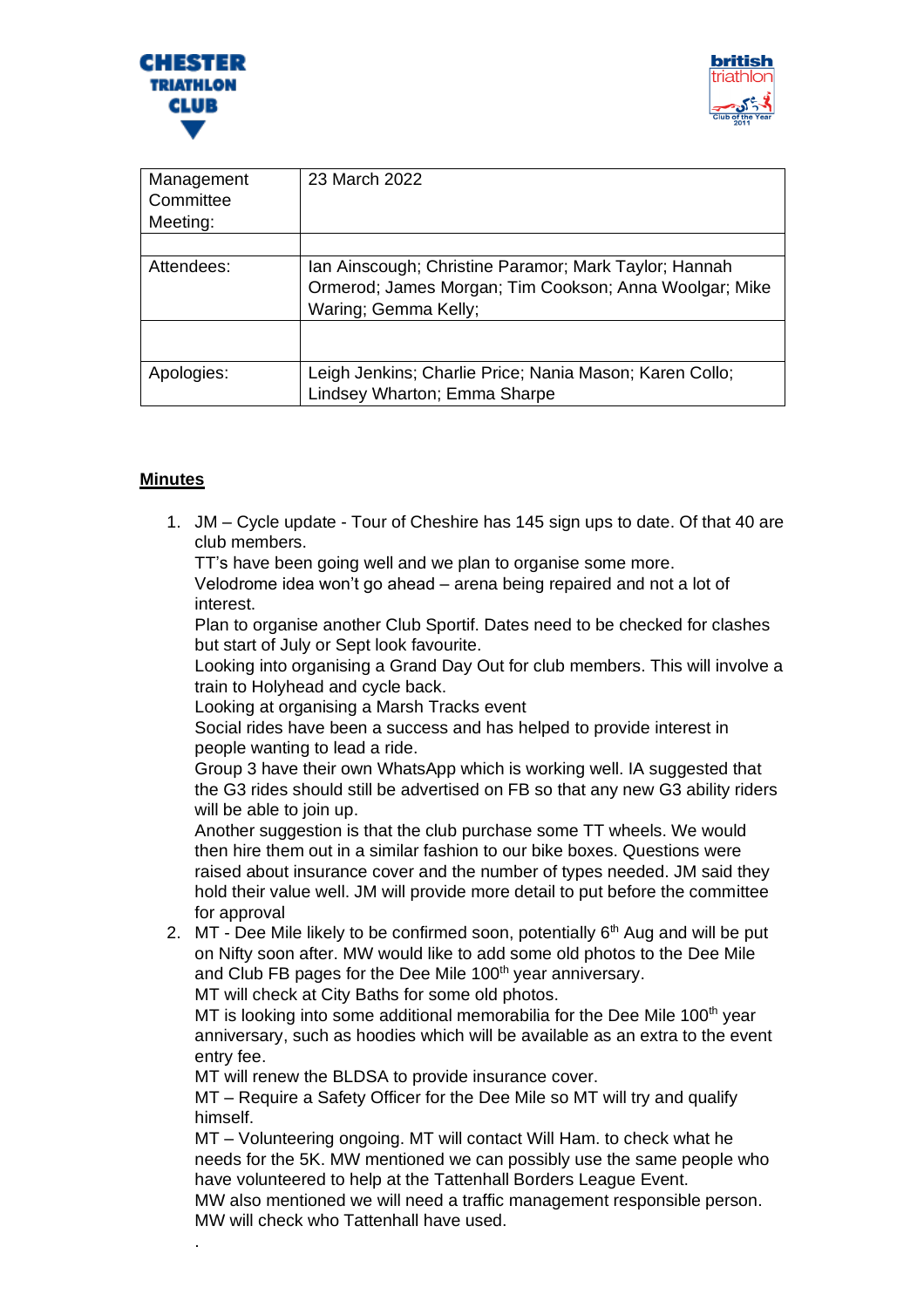CHESTER TRIATHLON CLUB

british triathlon Club of the Year 2011

| Management Committee Meeting: | 23 March 2022 |
|---|---|
| | |
| Attendees: | Ian Ainscough; Christine Paramor; Mark Taylor; Hannah Ormerod; James Morgan; Tim Cookson; Anna Woolgar; Mike Waring; Gemma Kelly; |
| | |
| Apologies: | Leigh Jenkins; Charlie Price; Nania Mason; Karen Collo; Lindsey Wharton; Emma Sharpe |

**Minutes**

1. JM – Cycle update - Tour of Cheshire has 145 sign ups to date. Of that 40 are club members.
   TT's have been going well and we plan to organise some more.
   Velodrome idea won't go ahead – arena being repaired and not a lot of interest.
   Plan to organise another Club Sportif. Dates need to be checked for clashes but start of July or Sept look favourite.
   Looking into organising a Grand Day Out for club members. This will involve a train to Holyhead and cycle back.
   Looking at organising a Marsh Tracks event
   Social rides have been a success and has helped to provide interest in people wanting to lead a ride.
   Group 3 have their own WhatsApp which is working well. IA suggested that the G3 rides should still be advertised on FB so that any new G3 ability riders will be able to join up.
   Another suggestion is that the club purchase some TT wheels. We would then hire them out in a similar fashion to our bike boxes. Questions were raised about insurance cover and the number of types needed. JM said they hold their value well. JM will provide more detail to put before the committee for approval
2. MT - Dee Mile likely to be confirmed soon, potentially 6th Aug and will be put on Nifty soon after. MW would like to add some old photos to the Dee Mile and Club FB pages for the Dee Mile 100th year anniversary.
   MT will check at City Baths for some old photos.
   MT is looking into some additional memorabilia for the Dee Mile 100th year anniversary, such as hoodies which will be available as an extra to the event entry fee.
   MT will renew the BLDSA to provide insurance cover.
   MT – Require a Safety Officer for the Dee Mile so MT will try and qualify himself.
   MT – Volunteering ongoing. MT will contact Will Ham. to check what he needs for the 5K. MW mentioned we can possibly use the same people who have volunteered to help at the Tattenhall Borders League Event.
   MW also mentioned we will need a traffic management responsible person. MW will check who Tattenhall have used.
   .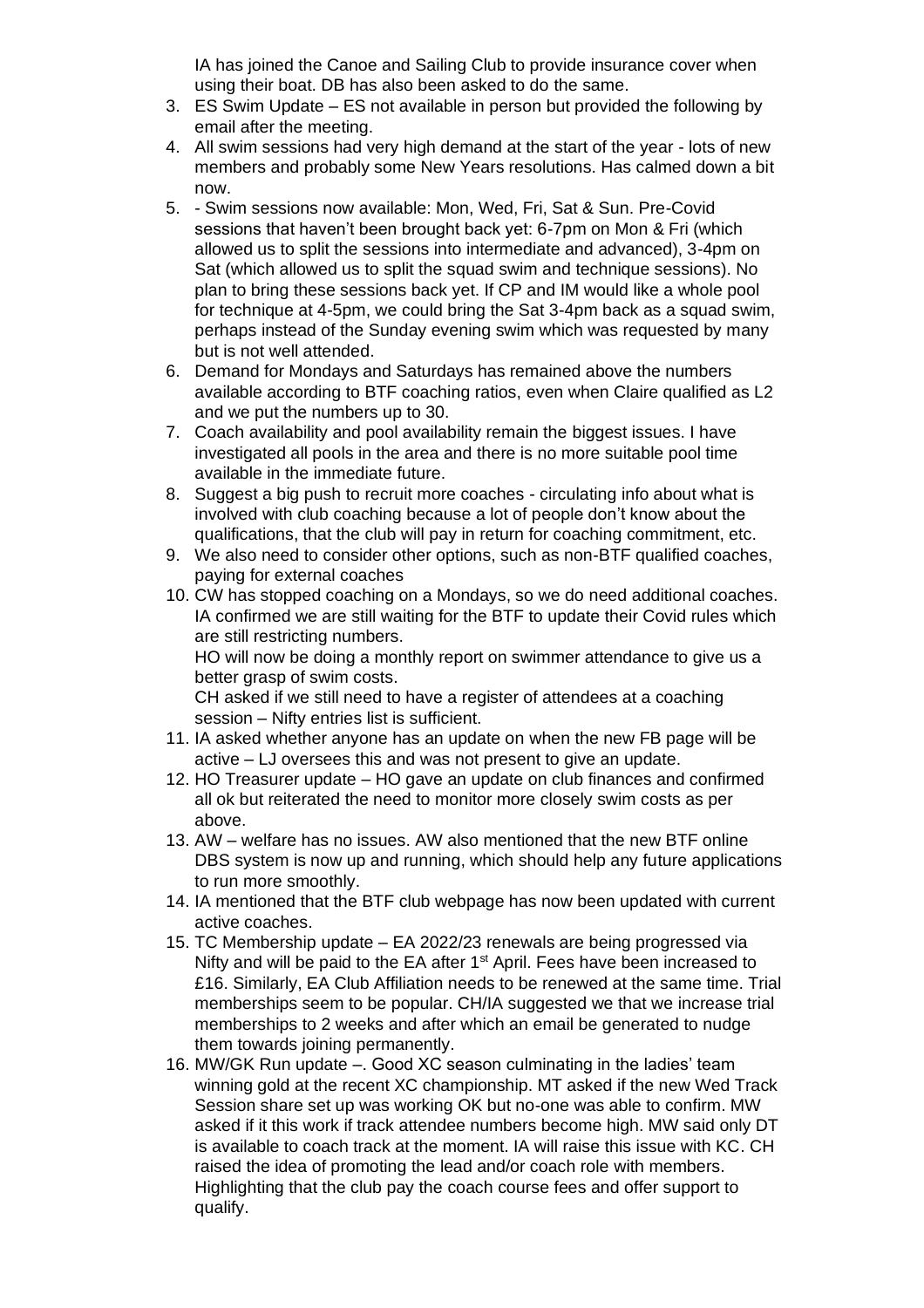IA has joined the Canoe and Sailing Club to provide insurance cover when using their boat. DB has also been asked to do the same.

3. ES Swim Update – ES not available in person but provided the following by email after the meeting.
4. All swim sessions had very high demand at the start of the year - lots of new members and probably some New Years resolutions. Has calmed down a bit now.
5. - Swim sessions now available: Mon, Wed, Fri, Sat & Sun. Pre-Covid sessions that haven't been brought back yet: 6-7pm on Mon & Fri (which allowed us to split the sessions into intermediate and advanced), 3-4pm on Sat (which allowed us to split the squad swim and technique sessions). No plan to bring these sessions back yet. If CP and IM would like a whole pool for technique at 4-5pm, we could bring the Sat 3-4pm back as a squad swim, perhaps instead of the Sunday evening swim which was requested by many but is not well attended.
6. Demand for Mondays and Saturdays has remained above the numbers available according to BTF coaching ratios, even when Claire qualified as L2 and we put the numbers up to 30.
7. Coach availability and pool availability remain the biggest issues. I have investigated all pools in the area and there is no more suitable pool time available in the immediate future.
8. Suggest a big push to recruit more coaches - circulating info about what is involved with club coaching because a lot of people don't know about the qualifications, that the club will pay in return for coaching commitment, etc.
9. We also need to consider other options, such as non-BTF qualified coaches, paying for external coaches
10. CW has stopped coaching on a Mondays, so we do need additional coaches. IA confirmed we are still waiting for the BTF to update their Covid rules which are still restricting numbers.

    HO will now be doing a monthly report on swimmer attendance to give us a better grasp of swim costs.

    CH asked if we still need to have a register of attendees at a coaching session – Nifty entries list is sufficient.
11. IA asked whether anyone has an update on when the new FB page will be active – LJ oversees this and was not present to give an update.
12. HO Treasurer update – HO gave an update on club finances and confirmed all ok but reiterated the need to monitor more closely swim costs as per above.
13. AW – welfare has no issues. AW also mentioned that the new BTF online DBS system is now up and running, which should help any future applications to run more smoothly.
14. IA mentioned that the BTF club webpage has now been updated with current active coaches.
15. TC Membership update – EA 2022/23 renewals are being progressed via Nifty and will be paid to the EA after 1st April. Fees have been increased to £16. Similarly, EA Club Affiliation needs to be renewed at the same time. Trial memberships seem to be popular. CH/IA suggested we that we increase trial memberships to 2 weeks and after which an email be generated to nudge them towards joining permanently.
16. MW/GK Run update –. Good XC season culminating in the ladies' team winning gold at the recent XC championship. MT asked if the new Wed Track Session share set up was working OK but no-one was able to confirm. MW asked if it this work if track attendee numbers become high. MW said only DT is available to coach track at the moment. IA will raise this issue with KC. CH raised the idea of promoting the lead and/or coach role with members. Highlighting that the club pay the coach course fees and offer support to qualify.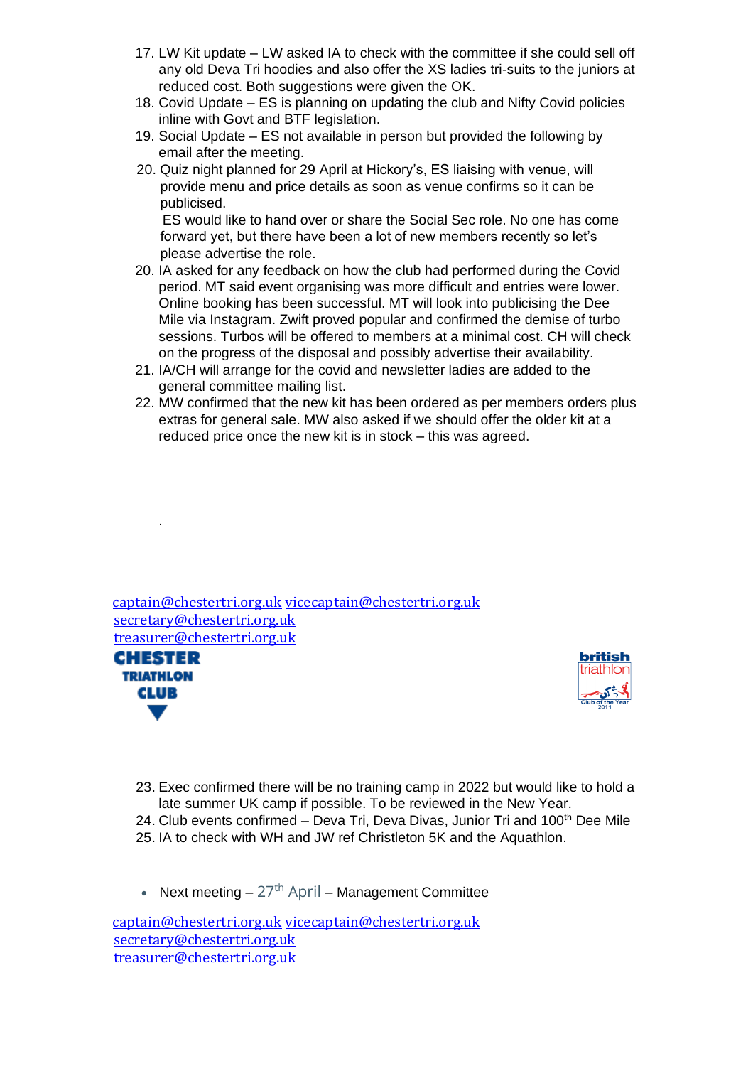17. LW Kit update – LW asked IA to check with the committee if she could sell off any old Deva Tri hoodies and also offer the XS ladies tri-suits to the juniors at reduced cost. Both suggestions were given the OK.
18. Covid Update – ES is planning on updating the club and Nifty Covid policies inline with Govt and BTF legislation.
19. Social Update – ES not available in person but provided the following by email after the meeting.
20. Quiz night planned for 29 April at Hickory's, ES liaising with venue, will provide menu and price details as soon as venue confirms so it can be publicised.
    ES would like to hand over or share the Social Sec role. No one has come forward yet, but there have been a lot of new members recently so let's please advertise the role.
20. IA asked for any feedback on how the club had performed during the Covid period. MT said event organising was more difficult and entries were lower. Online booking has been successful. MT will look into publicising the Dee Mile via Instagram. Zwift proved popular and confirmed the demise of turbo sessions. Turbos will be offered to members at a minimal cost. CH will check on the progress of the disposal and possibly advertise their availability.
21. IA/CH will arrange for the covid and newsletter ladies are added to the general committee mailing list.
22. MW confirmed that the new kit has been ordered as per members orders plus extras for general sale. MW also asked if we should offer the older kit at a reduced price once the new kit is in stock – this was agreed.

.

captain@chestertri.org.uk vicecaptain@chestertri.org.uk
secretary@chestertri.org.uk
treasurer@chestertri.org.uk

CHESTER TRIATHLON CLUB

british triathlon Club of the Year 2011

23. Exec confirmed there will be no training camp in 2022 but would like to hold a late summer UK camp if possible. To be reviewed in the New Year.
24. Club events confirmed – Deva Tri, Deva Divas, Junior Tri and 100th Dee Mile
25. IA to check with WH and JW ref Christleton 5K and the Aquathlon.

- Next meeting – 27th April – Management Committee

captain@chestertri.org.uk vicecaptain@chestertri.org.uk
secretary@chestertri.org.uk
treasurer@chestertri.org.uk